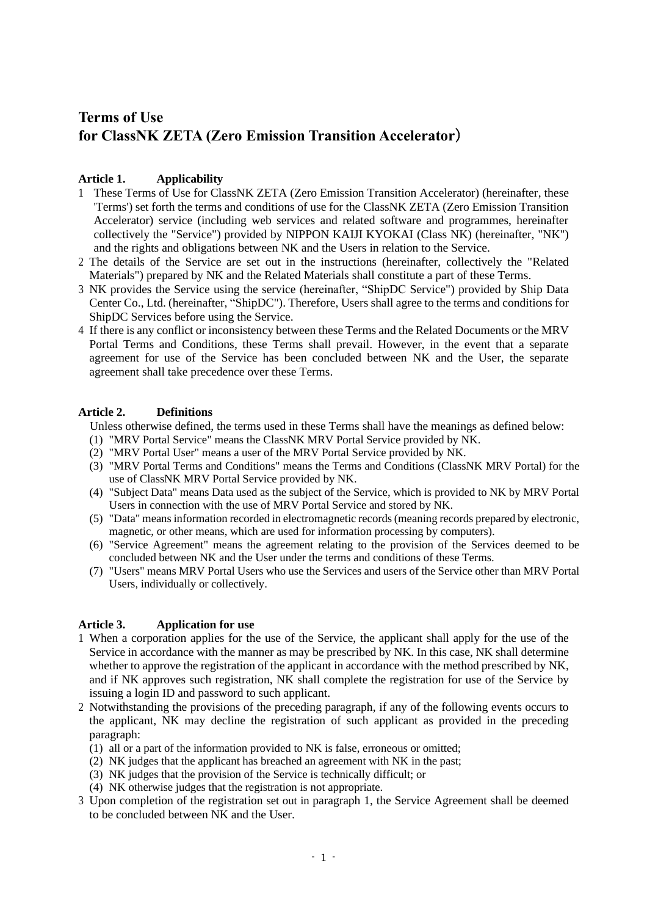# Terms of Use
# for ClassNK ZETA (Zero Emission Transition Accelerator)

### Article 1. Applicability

1 These Terms of Use for ClassNK ZETA (Zero Emission Transition Accelerator) (hereinafter, these 'Terms') set forth the terms and conditions of use for the ClassNK ZETA (Zero Emission Transition Accelerator) service (including web services and related software and programmes, hereinafter collectively the "Service") provided by NIPPON KAIJI KYOKAI (Class NK) (hereinafter, "NK") and the rights and obligations between NK and the Users in relation to the Service.

2 The details of the Service are set out in the instructions (hereinafter, collectively the "Related Materials") prepared by NK and the Related Materials shall constitute a part of these Terms.

3 NK provides the Service using the service (hereinafter, "ShipDC Service") provided by Ship Data Center Co., Ltd. (hereinafter, "ShipDC"). Therefore, Users shall agree to the terms and conditions for ShipDC Services before using the Service.

4 If there is any conflict or inconsistency between these Terms and the Related Documents or the MRV Portal Terms and Conditions, these Terms shall prevail. However, in the event that a separate agreement for use of the Service has been concluded between NK and the User, the separate agreement shall take precedence over these Terms.

### Article 2. Definitions

Unless otherwise defined, the terms used in these Terms shall have the meanings as defined below:

(1) "MRV Portal Service" means the ClassNK MRV Portal Service provided by NK.

(2) "MRV Portal User" means a user of the MRV Portal Service provided by NK.

(3) "MRV Portal Terms and Conditions" means the Terms and Conditions (ClassNK MRV Portal) for the use of ClassNK MRV Portal Service provided by NK.

(4) "Subject Data" means Data used as the subject of the Service, which is provided to NK by MRV Portal Users in connection with the use of MRV Portal Service and stored by NK.

(5) "Data" means information recorded in electromagnetic records (meaning records prepared by electronic, magnetic, or other means, which are used for information processing by computers).

(6) "Service Agreement" means the agreement relating to the provision of the Services deemed to be concluded between NK and the User under the terms and conditions of these Terms.

(7) "Users" means MRV Portal Users who use the Services and users of the Service other than MRV Portal Users, individually or collectively.

### Article 3. Application for use

1 When a corporation applies for the use of the Service, the applicant shall apply for the use of the Service in accordance with the manner as may be prescribed by NK. In this case, NK shall determine whether to approve the registration of the applicant in accordance with the method prescribed by NK, and if NK approves such registration, NK shall complete the registration for use of the Service by issuing a login ID and password to such applicant.

2 Notwithstanding the provisions of the preceding paragraph, if any of the following events occurs to the applicant, NK may decline the registration of such applicant as provided in the preceding paragraph:

(1) all or a part of the information provided to NK is false, erroneous or omitted;

(2) NK judges that the applicant has breached an agreement with NK in the past;

(3) NK judges that the provision of the Service is technically difficult; or

(4) NK otherwise judges that the registration is not appropriate.

3 Upon completion of the registration set out in paragraph 1, the Service Agreement shall be deemed to be concluded between NK and the User.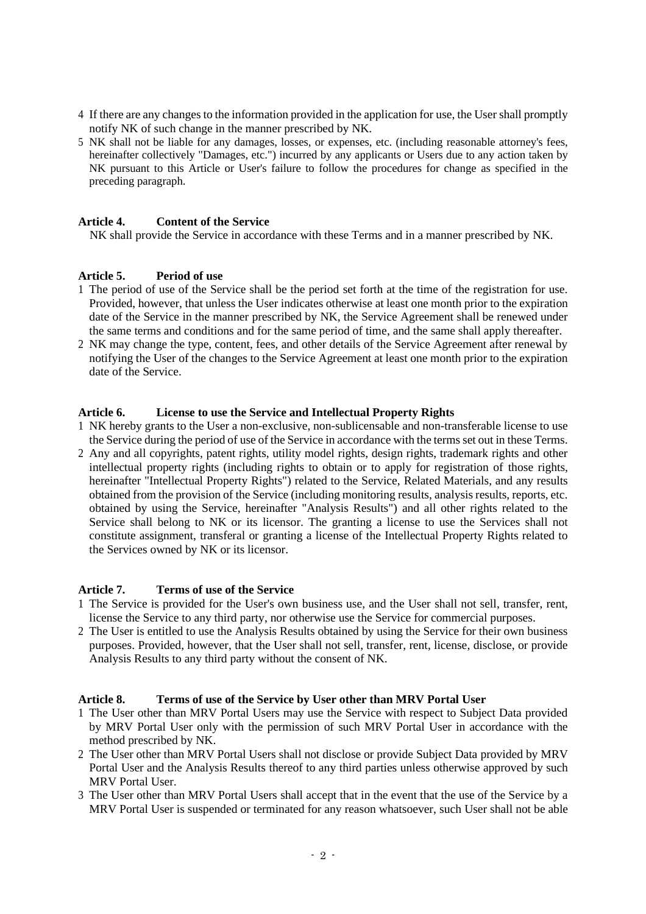4 If there are any changes to the information provided in the application for use, the User shall promptly notify NK of such change in the manner prescribed by NK.

5 NK shall not be liable for any damages, losses, or expenses, etc. (including reasonable attorney's fees, hereinafter collectively "Damages, etc.") incurred by any applicants or Users due to any action taken by NK pursuant to this Article or User's failure to follow the procedures for change as specified in the preceding paragraph.

## Article 4. Content of the Service

NK shall provide the Service in accordance with these Terms and in a manner prescribed by NK.

## Article 5. Period of use

1 The period of use of the Service shall be the period set forth at the time of the registration for use. Provided, however, that unless the User indicates otherwise at least one month prior to the expiration date of the Service in the manner prescribed by NK, the Service Agreement shall be renewed under the same terms and conditions and for the same period of time, and the same shall apply thereafter.

2 NK may change the type, content, fees, and other details of the Service Agreement after renewal by notifying the User of the changes to the Service Agreement at least one month prior to the expiration date of the Service.

## Article 6. License to use the Service and Intellectual Property Rights

1 NK hereby grants to the User a non-exclusive, non-sublicensable and non-transferable license to use the Service during the period of use of the Service in accordance with the terms set out in these Terms.

2 Any and all copyrights, patent rights, utility model rights, design rights, trademark rights and other intellectual property rights (including rights to obtain or to apply for registration of those rights, hereinafter "Intellectual Property Rights") related to the Service, Related Materials, and any results obtained from the provision of the Service (including monitoring results, analysis results, reports, etc. obtained by using the Service, hereinafter "Analysis Results") and all other rights related to the Service shall belong to NK or its licensor. The granting a license to use the Services shall not constitute assignment, transferal or granting a license of the Intellectual Property Rights related to the Services owned by NK or its licensor.

## Article 7. Terms of use of the Service

1 The Service is provided for the User's own business use, and the User shall not sell, transfer, rent, license the Service to any third party, nor otherwise use the Service for commercial purposes.

2 The User is entitled to use the Analysis Results obtained by using the Service for their own business purposes. Provided, however, that the User shall not sell, transfer, rent, license, disclose, or provide Analysis Results to any third party without the consent of NK.

## Article 8. Terms of use of the Service by User other than MRV Portal User

1 The User other than MRV Portal Users may use the Service with respect to Subject Data provided by MRV Portal User only with the permission of such MRV Portal User in accordance with the method prescribed by NK.

2 The User other than MRV Portal Users shall not disclose or provide Subject Data provided by MRV Portal User and the Analysis Results thereof to any third parties unless otherwise approved by such MRV Portal User.

3 The User other than MRV Portal Users shall accept that in the event that the use of the Service by a MRV Portal User is suspended or terminated for any reason whatsoever, such User shall not be able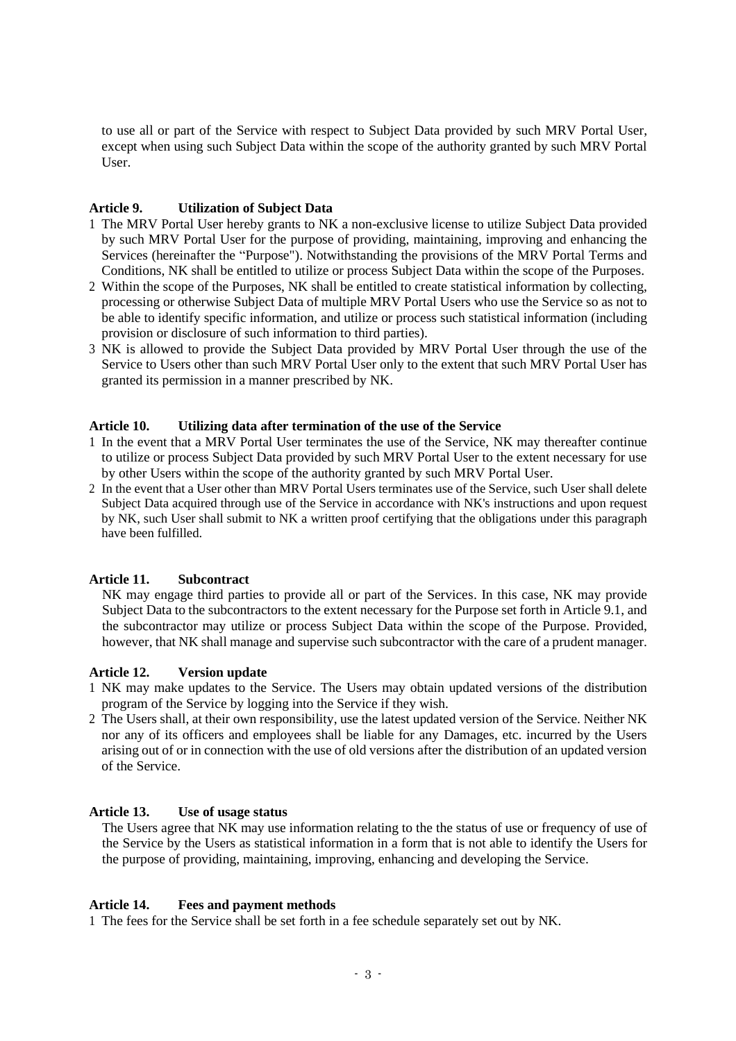to use all or part of the Service with respect to Subject Data provided by such MRV Portal User, except when using such Subject Data within the scope of the authority granted by such MRV Portal User.

### Article 9. Utilization of Subject Data

1 The MRV Portal User hereby grants to NK a non-exclusive license to utilize Subject Data provided by such MRV Portal User for the purpose of providing, maintaining, improving and enhancing the Services (hereinafter the "Purpose"). Notwithstanding the provisions of the MRV Portal Terms and Conditions, NK shall be entitled to utilize or process Subject Data within the scope of the Purposes.

2 Within the scope of the Purposes, NK shall be entitled to create statistical information by collecting, processing or otherwise Subject Data of multiple MRV Portal Users who use the Service so as not to be able to identify specific information, and utilize or process such statistical information (including provision or disclosure of such information to third parties).

3 NK is allowed to provide the Subject Data provided by MRV Portal User through the use of the Service to Users other than such MRV Portal User only to the extent that such MRV Portal User has granted its permission in a manner prescribed by NK.

### Article 10. Utilizing data after termination of the use of the Service

1 In the event that a MRV Portal User terminates the use of the Service, NK may thereafter continue to utilize or process Subject Data provided by such MRV Portal User to the extent necessary for use by other Users within the scope of the authority granted by such MRV Portal User.

2 In the event that a User other than MRV Portal Users terminates use of the Service, such User shall delete Subject Data acquired through use of the Service in accordance with NK's instructions and upon request by NK, such User shall submit to NK a written proof certifying that the obligations under this paragraph have been fulfilled.

### Article 11. Subcontract

NK may engage third parties to provide all or part of the Services. In this case, NK may provide Subject Data to the subcontractors to the extent necessary for the Purpose set forth in Article 9.1, and the subcontractor may utilize or process Subject Data within the scope of the Purpose. Provided, however, that NK shall manage and supervise such subcontractor with the care of a prudent manager.

### Article 12. Version update

1 NK may make updates to the Service. The Users may obtain updated versions of the distribution program of the Service by logging into the Service if they wish.

2 The Users shall, at their own responsibility, use the latest updated version of the Service. Neither NK nor any of its officers and employees shall be liable for any Damages, etc. incurred by the Users arising out of or in connection with the use of old versions after the distribution of an updated version of the Service.

### Article 13. Use of usage status

The Users agree that NK may use information relating to the the status of use or frequency of use of the Service by the Users as statistical information in a form that is not able to identify the Users for the purpose of providing, maintaining, improving, enhancing and developing the Service.

### Article 14. Fees and payment methods

1 The fees for the Service shall be set forth in a fee schedule separately set out by NK.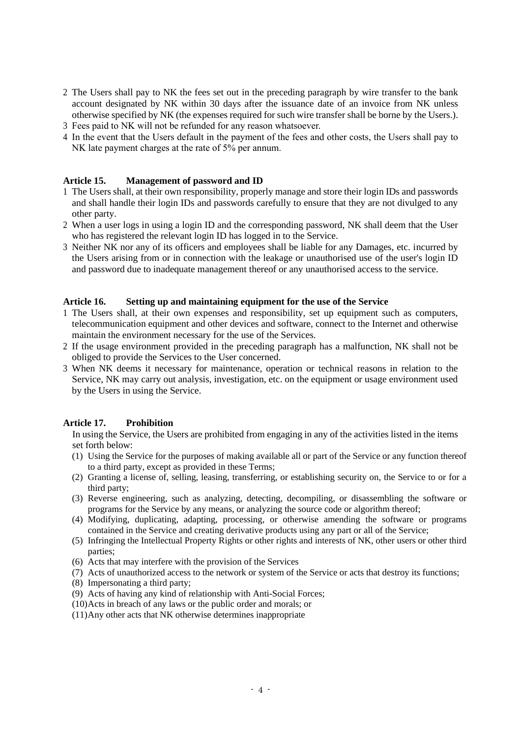2 The Users shall pay to NK the fees set out in the preceding paragraph by wire transfer to the bank account designated by NK within 30 days after the issuance date of an invoice from NK unless otherwise specified by NK (the expenses required for such wire transfer shall be borne by the Users.).

3 Fees paid to NK will not be refunded for any reason whatsoever.

4 In the event that the Users default in the payment of the fees and other costs, the Users shall pay to NK late payment charges at the rate of 5% per annum.

### Article 15. Management of password and ID

1 The Users shall, at their own responsibility, properly manage and store their login IDs and passwords and shall handle their login IDs and passwords carefully to ensure that they are not divulged to any other party.

2 When a user logs in using a login ID and the corresponding password, NK shall deem that the User who has registered the relevant login ID has logged in to the Service.

3 Neither NK nor any of its officers and employees shall be liable for any Damages, etc. incurred by the Users arising from or in connection with the leakage or unauthorised use of the user's login ID and password due to inadequate management thereof or any unauthorised access to the service.

### Article 16. Setting up and maintaining equipment for the use of the Service

1 The Users shall, at their own expenses and responsibility, set up equipment such as computers, telecommunication equipment and other devices and software, connect to the Internet and otherwise maintain the environment necessary for the use of the Services.

2 If the usage environment provided in the preceding paragraph has a malfunction, NK shall not be obliged to provide the Services to the User concerned.

3 When NK deems it necessary for maintenance, operation or technical reasons in relation to the Service, NK may carry out analysis, investigation, etc. on the equipment or usage environment used by the Users in using the Service.

### Article 17. Prohibition

In using the Service, the Users are prohibited from engaging in any of the activities listed in the items set forth below:

(1) Using the Service for the purposes of making available all or part of the Service or any function thereof to a third party, except as provided in these Terms;

(2) Granting a license of, selling, leasing, transferring, or establishing security on, the Service to or for a third party;

(3) Reverse engineering, such as analyzing, detecting, decompiling, or disassembling the software or programs for the Service by any means, or analyzing the source code or algorithm thereof;

(4) Modifying, duplicating, adapting, processing, or otherwise amending the software or programs contained in the Service and creating derivative products using any part or all of the Service;

(5) Infringing the Intellectual Property Rights or other rights and interests of NK, other users or other third parties;

(6) Acts that may interfere with the provision of the Services

(7) Acts of unauthorized access to the network or system of the Service or acts that destroy its functions;

(8) Impersonating a third party;

(9) Acts of having any kind of relationship with Anti-Social Forces;

(10) Acts in breach of any laws or the public order and morals; or

(11) Any other acts that NK otherwise determines inappropriate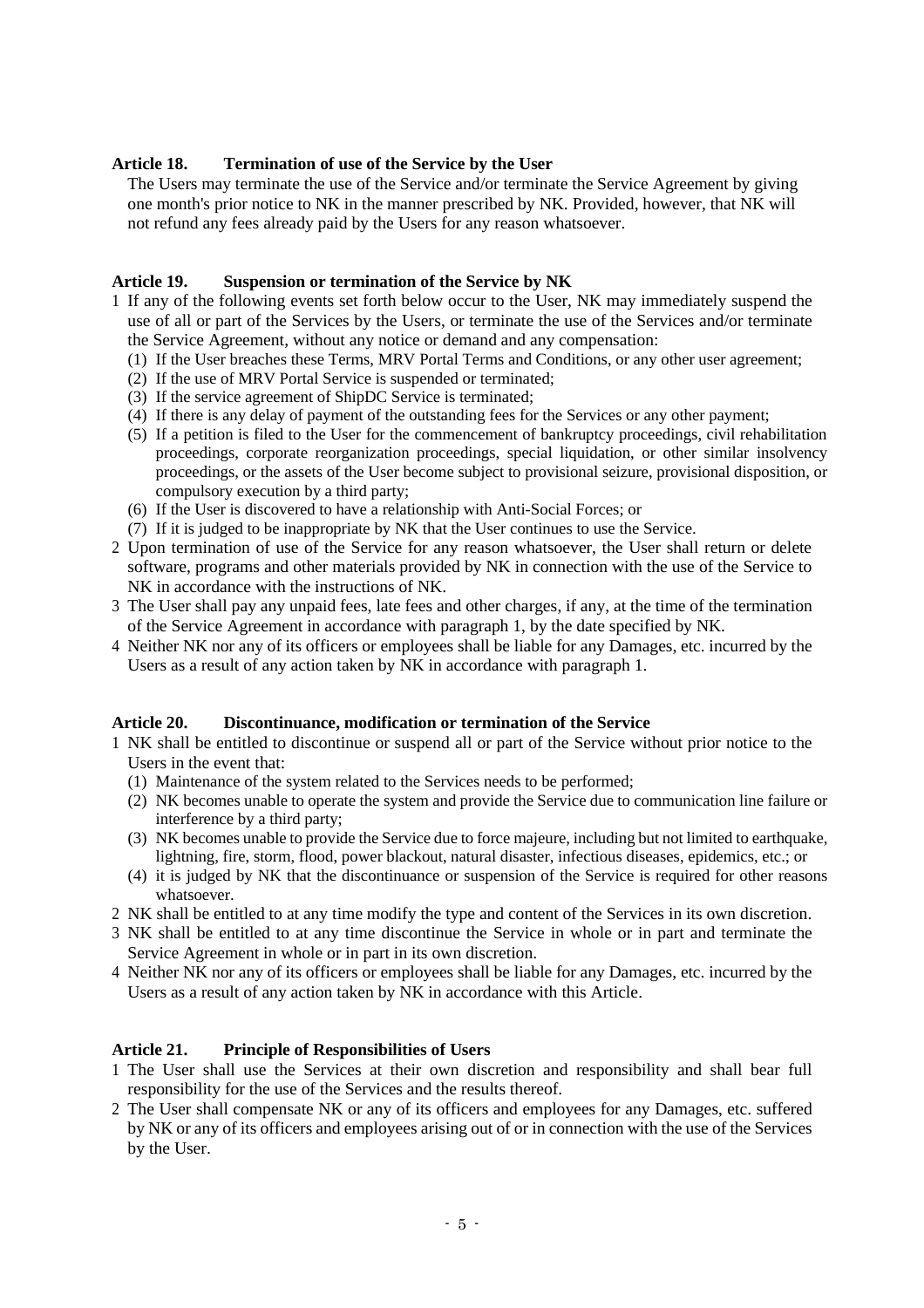## Article 18. Termination of use of the Service by the User

The Users may terminate the use of the Service and/or terminate the Service Agreement by giving one month's prior notice to NK in the manner prescribed by NK. Provided, however, that NK will not refund any fees already paid by the Users for any reason whatsoever.

## Article 19. Suspension or termination of the Service by NK

1 If any of the following events set forth below occur to the User, NK may immediately suspend the use of all or part of the Services by the Users, or terminate the use of the Services and/or terminate the Service Agreement, without any notice or demand and any compensation:
   (1) If the User breaches these Terms, MRV Portal Terms and Conditions, or any other user agreement;
   (2) If the use of MRV Portal Service is suspended or terminated;
   (3) If the service agreement of ShipDC Service is terminated;
   (4) If there is any delay of payment of the outstanding fees for the Services or any other payment;
   (5) If a petition is filed to the User for the commencement of bankruptcy proceedings, civil rehabilitation proceedings, corporate reorganization proceedings, special liquidation, or other similar insolvency proceedings, or the assets of the User become subject to provisional seizure, provisional disposition, or compulsory execution by a third party;
   (6) If the User is discovered to have a relationship with Anti-Social Forces; or
   (7) If it is judged to be inappropriate by NK that the User continues to use the Service.
2 Upon termination of use of the Service for any reason whatsoever, the User shall return or delete software, programs and other materials provided by NK in connection with the use of the Service to NK in accordance with the instructions of NK.
3 The User shall pay any unpaid fees, late fees and other charges, if any, at the time of the termination of the Service Agreement in accordance with paragraph 1, by the date specified by NK.
4 Neither NK nor any of its officers or employees shall be liable for any Damages, etc. incurred by the Users as a result of any action taken by NK in accordance with paragraph 1.

## Article 20. Discontinuance, modification or termination of the Service

1 NK shall be entitled to discontinue or suspend all or part of the Service without prior notice to the Users in the event that:
   (1) Maintenance of the system related to the Services needs to be performed;
   (2) NK becomes unable to operate the system and provide the Service due to communication line failure or interference by a third party;
   (3) NK becomes unable to provide the Service due to force majeure, including but not limited to earthquake, lightning, fire, storm, flood, power blackout, natural disaster, infectious diseases, epidemics, etc.; or
   (4) it is judged by NK that the discontinuance or suspension of the Service is required for other reasons whatsoever.
2 NK shall be entitled to at any time modify the type and content of the Services in its own discretion.
3 NK shall be entitled to at any time discontinue the Service in whole or in part and terminate the Service Agreement in whole or in part in its own discretion.
4 Neither NK nor any of its officers or employees shall be liable for any Damages, etc. incurred by the Users as a result of any action taken by NK in accordance with this Article.

## Article 21. Principle of Responsibilities of Users

1 The User shall use the Services at their own discretion and responsibility and shall bear full responsibility for the use of the Services and the results thereof.
2 The User shall compensate NK or any of its officers and employees for any Damages, etc. suffered by NK or any of its officers and employees arising out of or in connection with the use of the Services by the User.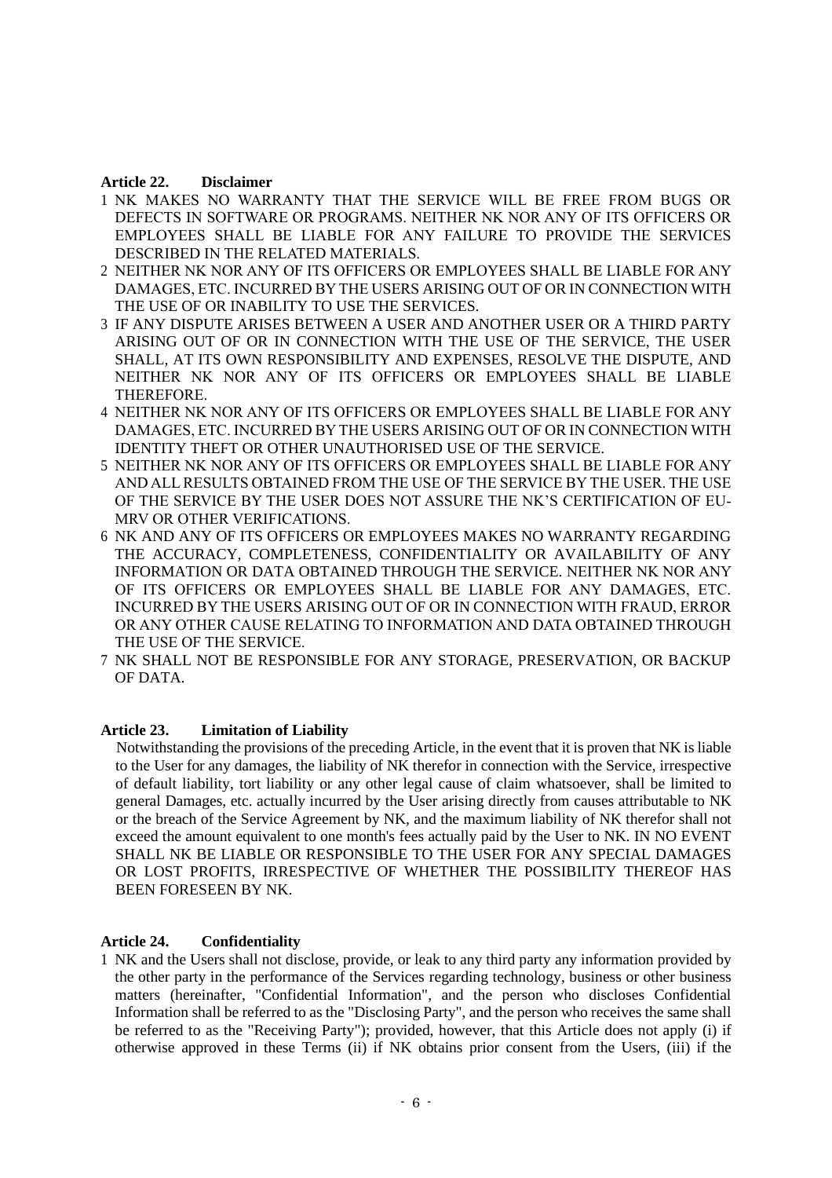**Article 22. Disclaimer**

1. NK MAKES NO WARRANTY THAT THE SERVICE WILL BE FREE FROM BUGS OR DEFECTS IN SOFTWARE OR PROGRAMS. NEITHER NK NOR ANY OF ITS OFFICERS OR EMPLOYEES SHALL BE LIABLE FOR ANY FAILURE TO PROVIDE THE SERVICES DESCRIBED IN THE RELATED MATERIALS.
2. NEITHER NK NOR ANY OF ITS OFFICERS OR EMPLOYEES SHALL BE LIABLE FOR ANY DAMAGES, ETC. INCURRED BY THE USERS ARISING OUT OF OR IN CONNECTION WITH THE USE OF OR INABILITY TO USE THE SERVICES.
3. IF ANY DISPUTE ARISES BETWEEN A USER AND ANOTHER USER OR A THIRD PARTY ARISING OUT OF OR IN CONNECTION WITH THE USE OF THE SERVICE, THE USER SHALL, AT ITS OWN RESPONSIBILITY AND EXPENSES, RESOLVE THE DISPUTE, AND NEITHER NK NOR ANY OF ITS OFFICERS OR EMPLOYEES SHALL BE LIABLE THEREFORE.
4. NEITHER NK NOR ANY OF ITS OFFICERS OR EMPLOYEES SHALL BE LIABLE FOR ANY DAMAGES, ETC. INCURRED BY THE USERS ARISING OUT OF OR IN CONNECTION WITH IDENTITY THEFT OR OTHER UNAUTHORISED USE OF THE SERVICE.
5. NEITHER NK NOR ANY OF ITS OFFICERS OR EMPLOYEES SHALL BE LIABLE FOR ANY AND ALL RESULTS OBTAINED FROM THE USE OF THE SERVICE BY THE USER. THE USE OF THE SERVICE BY THE USER DOES NOT ASSURE THE NK'S CERTIFICATION OF EU-MRV OR OTHER VERIFICATIONS.
6. NK AND ANY OF ITS OFFICERS OR EMPLOYEES MAKES NO WARRANTY REGARDING THE ACCURACY, COMPLETENESS, CONFIDENTIALITY OR AVAILABILITY OF ANY INFORMATION OR DATA OBTAINED THROUGH THE SERVICE. NEITHER NK NOR ANY OF ITS OFFICERS OR EMPLOYEES SHALL BE LIABLE FOR ANY DAMAGES, ETC. INCURRED BY THE USERS ARISING OUT OF OR IN CONNECTION WITH FRAUD, ERROR OR ANY OTHER CAUSE RELATING TO INFORMATION AND DATA OBTAINED THROUGH THE USE OF THE SERVICE.
7. NK SHALL NOT BE RESPONSIBLE FOR ANY STORAGE, PRESERVATION, OR BACKUP OF DATA.

**Article 23. Limitation of Liability**

Notwithstanding the provisions of the preceding Article, in the event that it is proven that NK is liable to the User for any damages, the liability of NK therefor in connection with the Service, irrespective of default liability, tort liability or any other legal cause of claim whatsoever, shall be limited to general Damages, etc. actually incurred by the User arising directly from causes attributable to NK or the breach of the Service Agreement by NK, and the maximum liability of NK therefor shall not exceed the amount equivalent to one month's fees actually paid by the User to NK. IN NO EVENT SHALL NK BE LIABLE OR RESPONSIBLE TO THE USER FOR ANY SPECIAL DAMAGES OR LOST PROFITS, IRRESPECTIVE OF WHETHER THE POSSIBILITY THEREOF HAS BEEN FORESEEN BY NK.

**Article 24. Confidentiality**

1. NK and the Users shall not disclose, provide, or leak to any third party any information provided by the other party in the performance of the Services regarding technology, business or other business matters (hereinafter, "Confidential Information", and the person who discloses Confidential Information shall be referred to as the "Disclosing Party", and the person who receives the same shall be referred to as the "Receiving Party"); provided, however, that this Article does not apply (i) if otherwise approved in these Terms (ii) if NK obtains prior consent from the Users, (iii) if the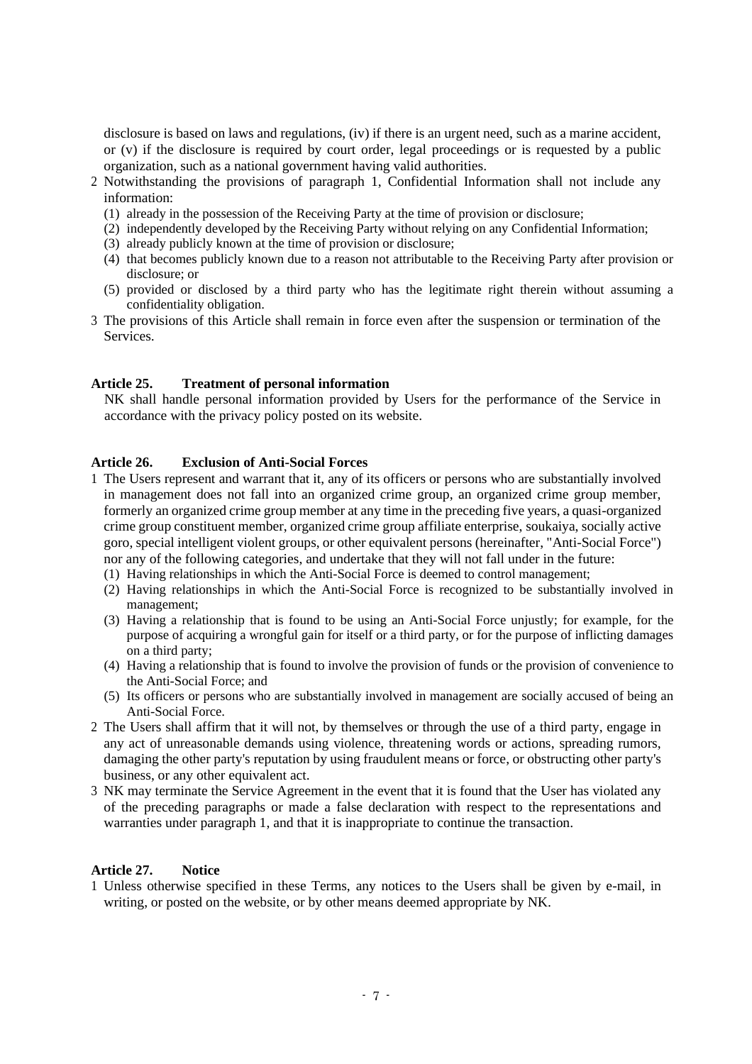disclosure is based on laws and regulations, (iv) if there is an urgent need, such as a marine accident, or (v) if the disclosure is required by court order, legal proceedings or is requested by a public organization, such as a national government having valid authorities.

2 Notwithstanding the provisions of paragraph 1, Confidential Information shall not include any information:
   (1) already in the possession of the Receiving Party at the time of provision or disclosure;
   (2) independently developed by the Receiving Party without relying on any Confidential Information;
   (3) already publicly known at the time of provision or disclosure;
   (4) that becomes publicly known due to a reason not attributable to the Receiving Party after provision or disclosure; or
   (5) provided or disclosed by a third party who has the legitimate right therein without assuming a confidentiality obligation.

3 The provisions of this Article shall remain in force even after the suspension or termination of the Services.

**Article 25. Treatment of personal information**

NK shall handle personal information provided by Users for the performance of the Service in accordance with the privacy policy posted on its website.

**Article 26. Exclusion of Anti-Social Forces**

1 The Users represent and warrant that it, any of its officers or persons who are substantially involved in management does not fall into an organized crime group, an organized crime group member, formerly an organized crime group member at any time in the preceding five years, a quasi-organized crime group constituent member, organized crime group affiliate enterprise, soukaiya, socially active goro, special intelligent violent groups, or other equivalent persons (hereinafter, "Anti-Social Force") nor any of the following categories, and undertake that they will not fall under in the future:
   (1) Having relationships in which the Anti-Social Force is deemed to control management;
   (2) Having relationships in which the Anti-Social Force is recognized to be substantially involved in management;
   (3) Having a relationship that is found to be using an Anti-Social Force unjustly; for example, for the purpose of acquiring a wrongful gain for itself or a third party, or for the purpose of inflicting damages on a third party;
   (4) Having a relationship that is found to involve the provision of funds or the provision of convenience to the Anti-Social Force; and
   (5) Its officers or persons who are substantially involved in management are socially accused of being an Anti-Social Force.

2 The Users shall affirm that it will not, by themselves or through the use of a third party, engage in any act of unreasonable demands using violence, threatening words or actions, spreading rumors, damaging the other party's reputation by using fraudulent means or force, or obstructing other party's business, or any other equivalent act.

3 NK may terminate the Service Agreement in the event that it is found that the User has violated any of the preceding paragraphs or made a false declaration with respect to the representations and warranties under paragraph 1, and that it is inappropriate to continue the transaction.

**Article 27. Notice**

1 Unless otherwise specified in these Terms, any notices to the Users shall be given by e-mail, in writing, or posted on the website, or by other means deemed appropriate by NK.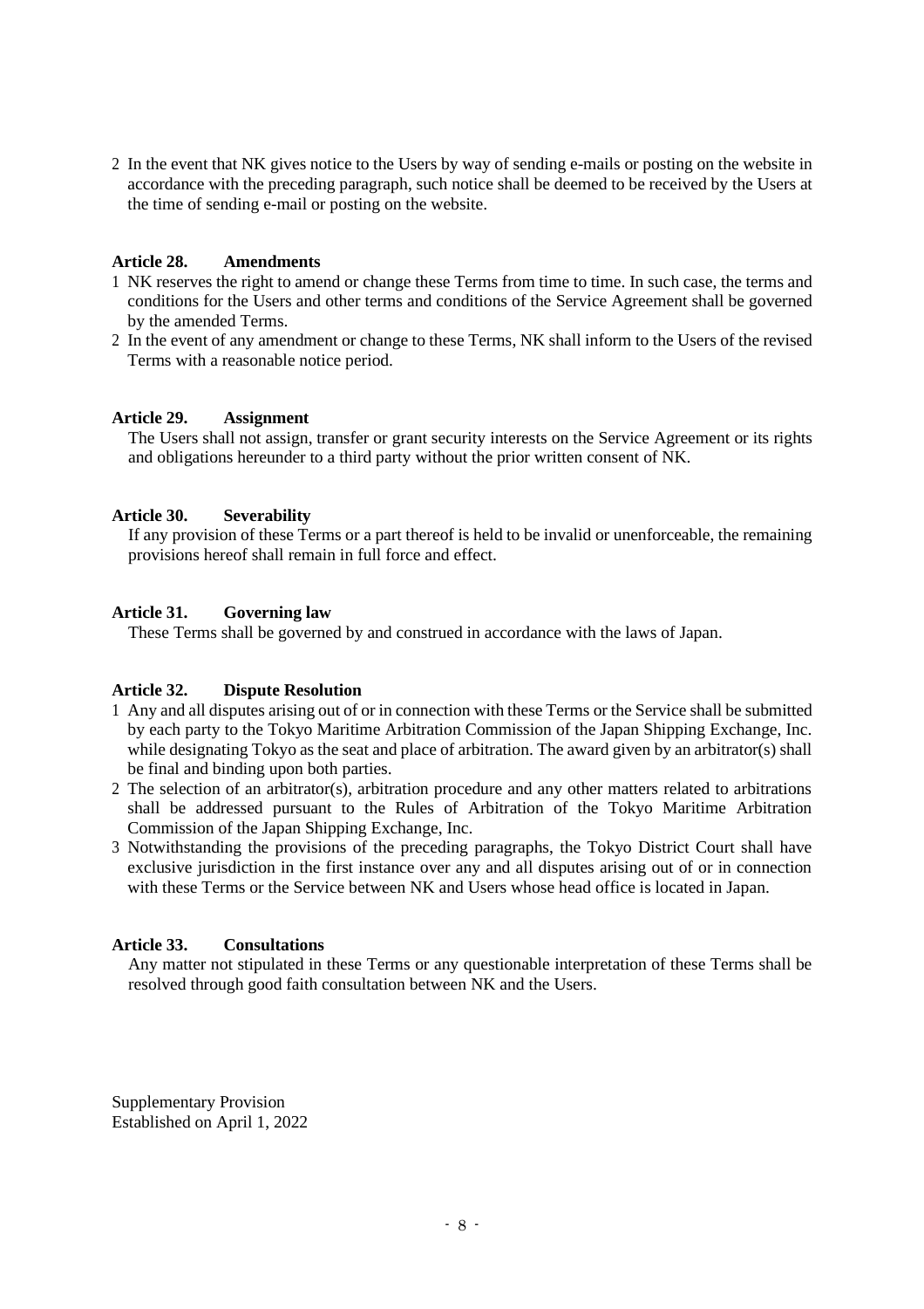2 In the event that NK gives notice to the Users by way of sending e-mails or posting on the website in accordance with the preceding paragraph, such notice shall be deemed to be received by the Users at the time of sending e-mail or posting on the website.

**Article 28. Amendments**

1 NK reserves the right to amend or change these Terms from time to time. In such case, the terms and conditions for the Users and other terms and conditions of the Service Agreement shall be governed by the amended Terms.

2 In the event of any amendment or change to these Terms, NK shall inform to the Users of the revised Terms with a reasonable notice period.

**Article 29. Assignment**

The Users shall not assign, transfer or grant security interests on the Service Agreement or its rights and obligations hereunder to a third party without the prior written consent of NK.

**Article 30. Severability**

If any provision of these Terms or a part thereof is held to be invalid or unenforceable, the remaining provisions hereof shall remain in full force and effect.

**Article 31. Governing law**

These Terms shall be governed by and construed in accordance with the laws of Japan.

**Article 32. Dispute Resolution**

1 Any and all disputes arising out of or in connection with these Terms or the Service shall be submitted by each party to the Tokyo Maritime Arbitration Commission of the Japan Shipping Exchange, Inc. while designating Tokyo as the seat and place of arbitration. The award given by an arbitrator(s) shall be final and binding upon both parties.

2 The selection of an arbitrator(s), arbitration procedure and any other matters related to arbitrations shall be addressed pursuant to the Rules of Arbitration of the Tokyo Maritime Arbitration Commission of the Japan Shipping Exchange, Inc.

3 Notwithstanding the provisions of the preceding paragraphs, the Tokyo District Court shall have exclusive jurisdiction in the first instance over any and all disputes arising out of or in connection with these Terms or the Service between NK and Users whose head office is located in Japan.

**Article 33. Consultations**

Any matter not stipulated in these Terms or any questionable interpretation of these Terms shall be resolved through good faith consultation between NK and the Users.

Supplementary Provision
Established on April 1, 2022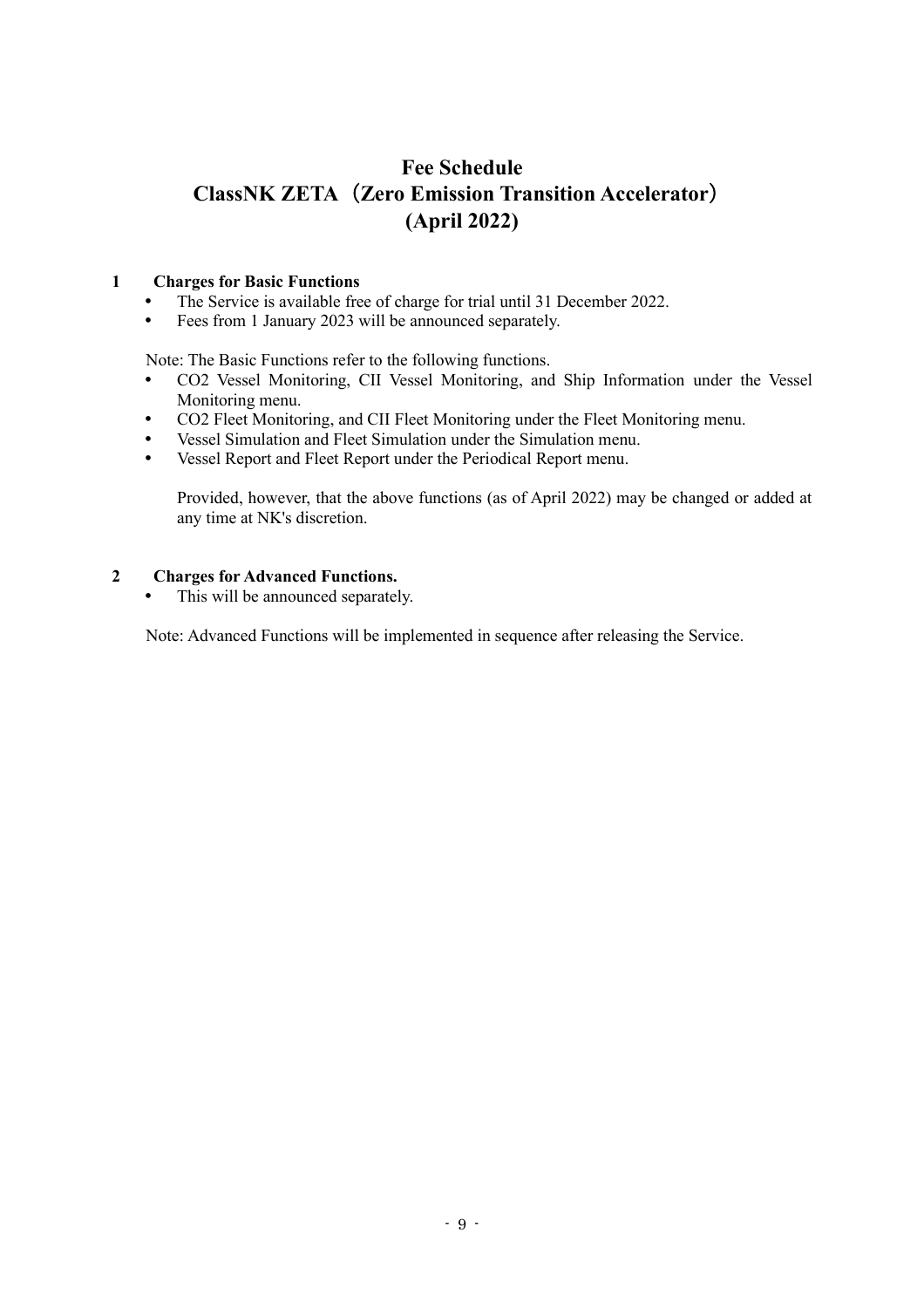# Fee Schedule
# ClassNK ZETA（Zero Emission Transition Accelerator）
# (April 2022)

## 1 Charges for Basic Functions

- The Service is available free of charge for trial until 31 December 2022.
- Fees from 1 January 2023 will be announced separately.

Note: The Basic Functions refer to the following functions.

- $CO_2$ Vessel Monitoring, CII Vessel Monitoring, and Ship Information under the Vessel Monitoring menu.
- $CO_2$ Fleet Monitoring, and CII Fleet Monitoring under the Fleet Monitoring menu.
- Vessel Simulation and Fleet Simulation under the Simulation menu.
- Vessel Report and Fleet Report under the Periodical Report menu.

Provided, however, that the above functions (as of April 2022) may be changed or added at any time at NK's discretion.

## 2 Charges for Advanced Functions.

- This will be announced separately.

Note: Advanced Functions will be implemented in sequence after releasing the Service.